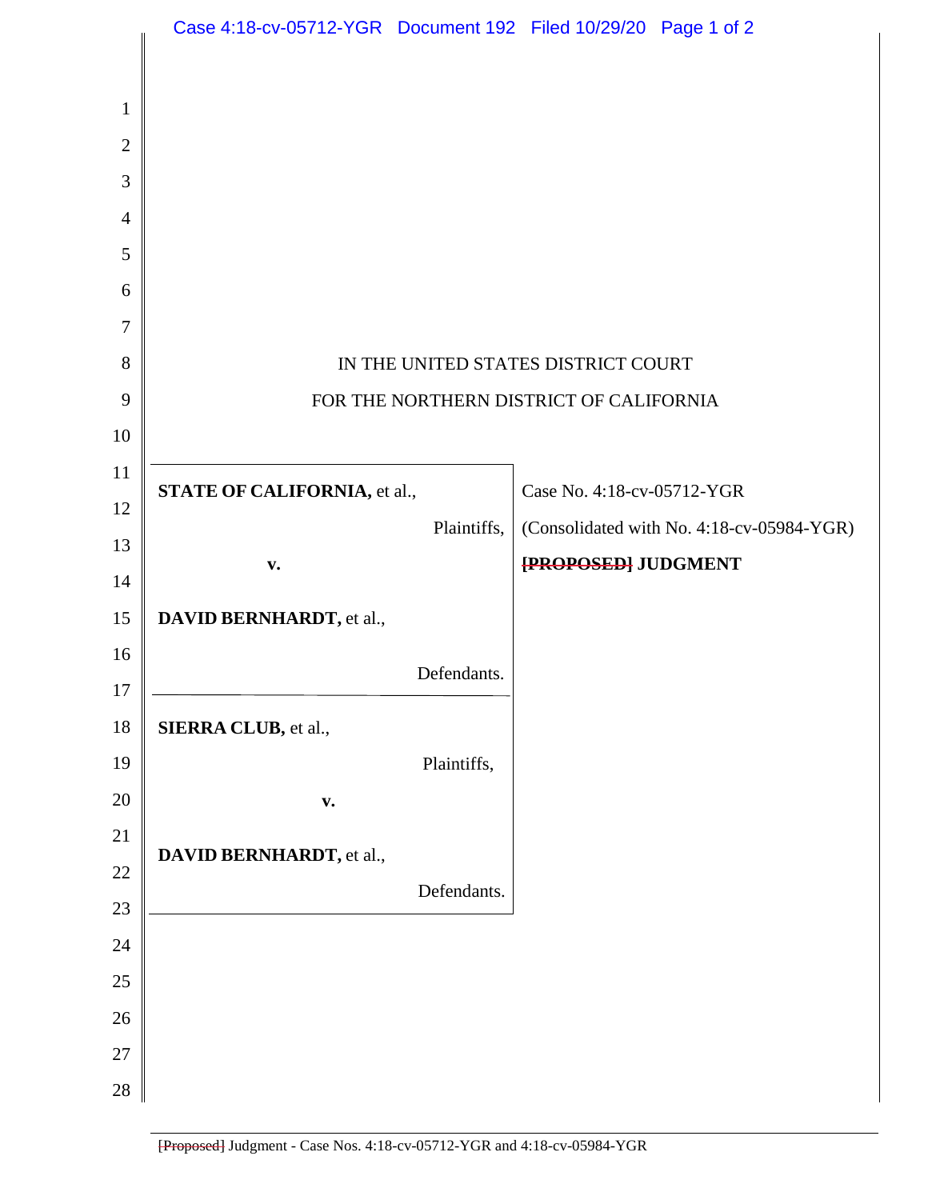IN THE UNITED STATES DISTRICT COURT

FOR THE NORTHERN DISTRICT OF CALIFORNIA

| | |
|---|---|
| **STATE OF CALIFORNIA,** et al.,<br>Plaintiffs,<br>**v.**<br>**DAVID BERNHARDT,** et al.,<br>Defendants. | Case No. 4:18-cv-05712-YGR<br>(Consolidated with No. 4:18-cv-05984-YGR)<br>~~**[PROPOSED]**~~ **JUDGMENT** |
| **SIERRA CLUB,** et al.,<br>Plaintiffs,<br>**v.**<br>**DAVID BERNHARDT,** et al.,<br>Defendants. | |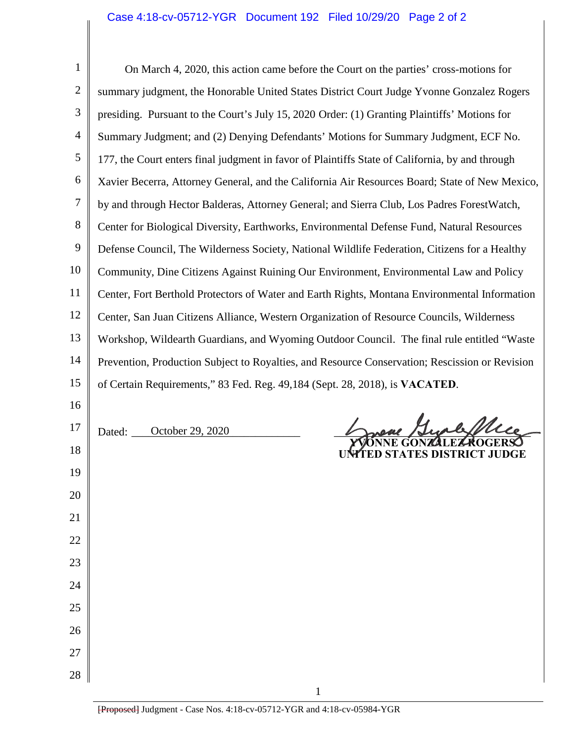On March 4, 2020, this action came before the Court on the parties' cross-motions for summary judgment, the Honorable United States District Court Judge Yvonne Gonzalez Rogers presiding. Pursuant to the Court's July 15, 2020 Order: (1) Granting Plaintiffs' Motions for Summary Judgment; and (2) Denying Defendants' Motions for Summary Judgment, ECF No. 177, the Court enters final judgment in favor of Plaintiffs State of California, by and through Xavier Becerra, Attorney General, and the California Air Resources Board; State of New Mexico, by and through Hector Balderas, Attorney General; and Sierra Club, Los Padres ForestWatch, Center for Biological Diversity, Earthworks, Environmental Defense Fund, Natural Resources Defense Council, The Wilderness Society, National Wildlife Federation, Citizens for a Healthy Community, Dine Citizens Against Ruining Our Environment, Environmental Law and Policy Center, Fort Berthold Protectors of Water and Earth Rights, Montana Environmental Information Center, San Juan Citizens Alliance, Western Organization of Resource Councils, Wilderness Workshop, Wildearth Guardians, and Wyoming Outdoor Council. The final rule entitled "Waste Prevention, Production Subject to Royalties, and Resource Conservation; Rescission or Revision of Certain Requirements," 83 Fed. Reg. 49,184 (Sept. 28, 2018), is **VACATED**.

Dated: October 29, 2020

**YVONNE GONZALEZ ROGERS**
**UNITED STATES DISTRICT JUDGE**

~~[Proposed]~~ Judgment - Case Nos. 4:18-cv-05712-YGR and 4:18-cv-05984-YGR